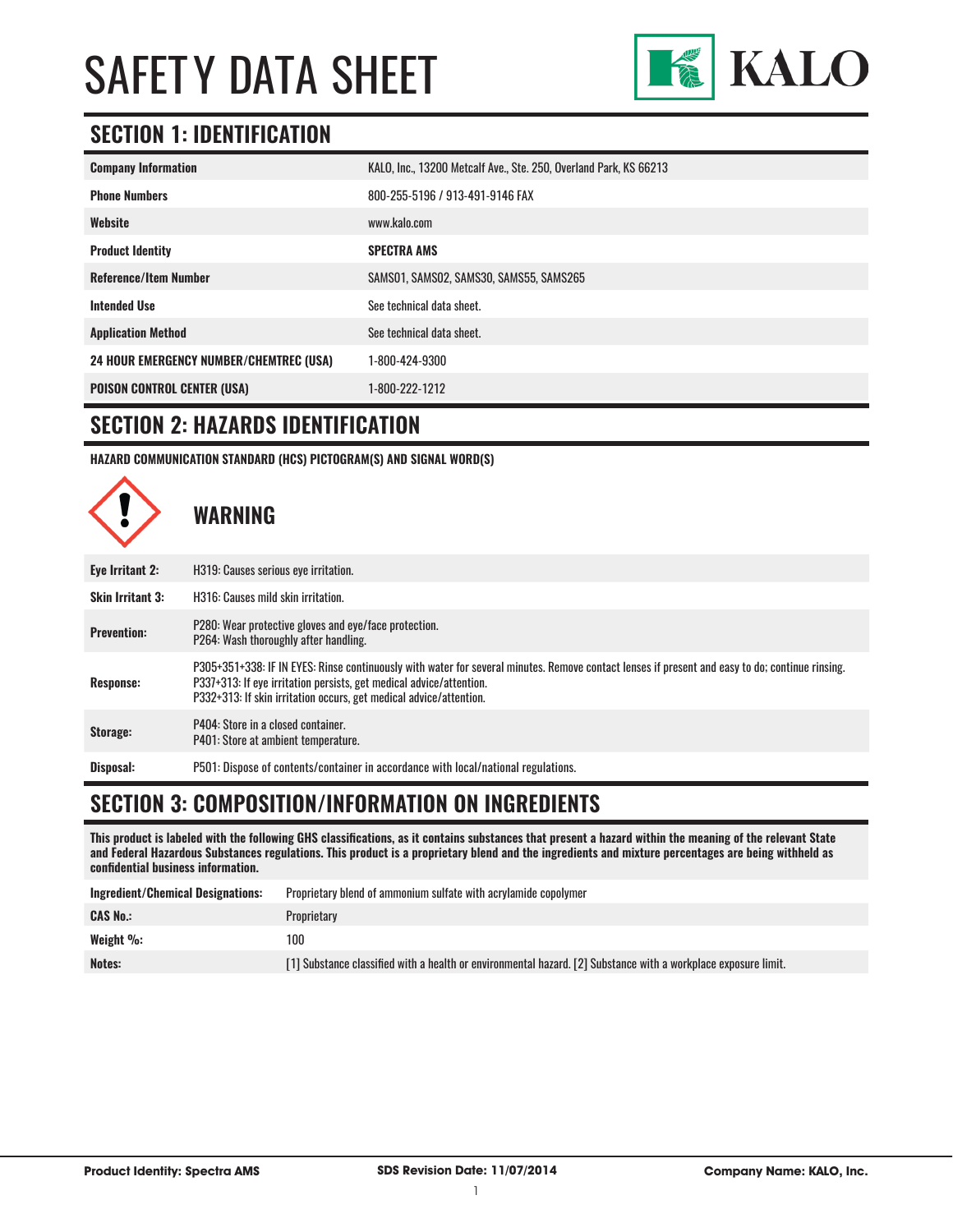# SAFETY DATA SHEET

KALO

## SECTION 1: IDENTIFICATION

| | |
|---|---|
| **Company Information** | KALO, Inc., 13200 Metcalf Ave., Ste. 250, Overland Park, KS 66213 |
| **Phone Numbers** | 800-255-5196 / 913-491-9146 FAX |
| **Website** | www.kalo.com |
| **Product Identity** | **SPECTRA AMS** |
| **Reference/Item Number** | SAMS01, SAMS02, SAMS30, SAMS55, SAMS265 |
| **Intended Use** | See technical data sheet. |
| **Application Method** | See technical data sheet. |
| **24 HOUR EMERGENCY NUMBER/CHEMTREC (USA)** | 1-800-424-9300 |
| **POISON CONTROL CENTER (USA)** | 1-800-222-1212 |

## SECTION 2: HAZARDS IDENTIFICATION

**HAZARD COMMUNICATION STANDARD (HCS) PICTOGRAM(S) AND SIGNAL WORD(S)**

### WARNING

| | |
|---|---|
| **Eye Irritant 2:** | H319: Causes serious eye irritation. |
| **Skin Irritant 3:** | H316: Causes mild skin irritation. |
| **Prevention:** | P280: Wear protective gloves and eye/face protection.<br>P264: Wash thoroughly after handling. |
| **Response:** | P305+351+338: IF IN EYES: Rinse continuously with water for several minutes. Remove contact lenses if present and easy to do; continue rinsing.<br>P337+313: If eye irritation persists, get medical advice/attention.<br>P332+313: If skin irritation occurs, get medical advice/attention. |
| **Storage:** | P404: Store in a closed container.<br>P401: Store at ambient temperature. |
| **Disposal:** | P501: Dispose of contents/container in accordance with local/national regulations. |

## SECTION 3: COMPOSITION/INFORMATION ON INGREDIENTS

**This product is labeled with the following GHS classifications, as it contains substances that present a hazard within the meaning of the relevant State and Federal Hazardous Substances regulations. This product is a proprietary blend and the ingredients and mixture percentages are being withheld as confidential business information.**

| | |
|---|---|
| **Ingredient/Chemical Designations:** | Proprietary blend of ammonium sulfate with acrylamide copolymer |
| **CAS No.:** | Proprietary |
| **Weight %:** | 100 |
| **Notes:** | [1] Substance classified with a health or environmental hazard. [2] Substance with a workplace exposure limit. |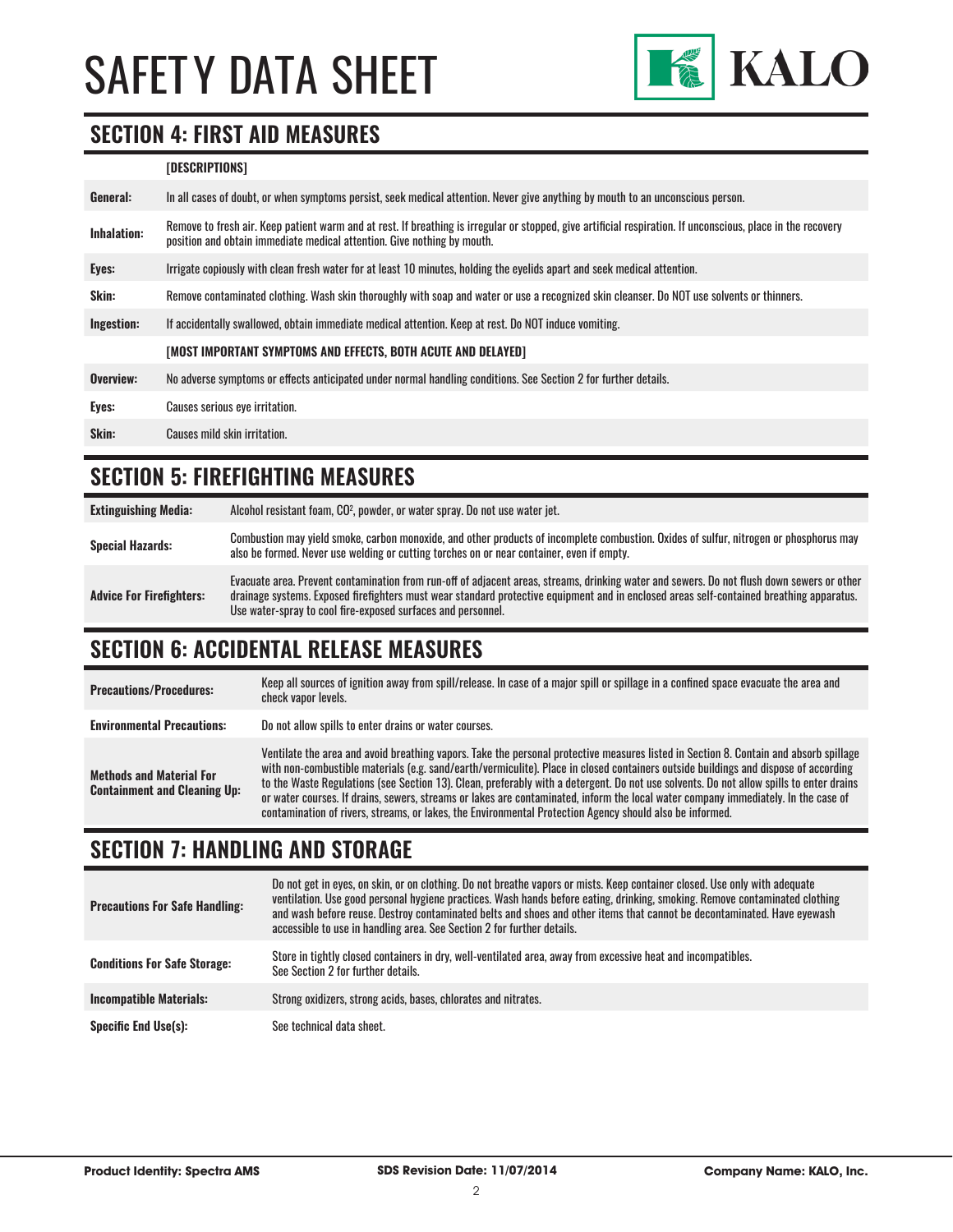## SECTION 4: FIRST AID MEASURES

| | [DESCRIPTIONS] |
|---|---|
| **General:** | In all cases of doubt, or when symptoms persist, seek medical attention. Never give anything by mouth to an unconscious person. |
| **Inhalation:** | Remove to fresh air. Keep patient warm and at rest. If breathing is irregular or stopped, give artificial respiration. If unconscious, place in the recovery position and obtain immediate medical attention. Give nothing by mouth. |
| **Eyes:** | Irrigate copiously with clean fresh water for at least 10 minutes, holding the eyelids apart and seek medical attention. |
| **Skin:** | Remove contaminated clothing. Wash skin thoroughly with soap and water or use a recognized skin cleanser. Do NOT use solvents or thinners. |
| **Ingestion:** | If accidentally swallowed, obtain immediate medical attention. Keep at rest. Do NOT induce vomiting. |
| | **[MOST IMPORTANT SYMPTOMS AND EFFECTS, BOTH ACUTE AND DELAYED]** |
| **Overview:** | No adverse symptoms or effects anticipated under normal handling conditions. See Section 2 for further details. |
| **Eyes:** | Causes serious eye irritation. |
| **Skin:** | Causes mild skin irritation. |

## SECTION 5: FIREFIGHTING MEASURES

| | |
|---|---|
| **Extinguishing Media:** | Alcohol resistant foam, $CO^2$, powder, or water spray. Do not use water jet. |
| **Special Hazards:** | Combustion may yield smoke, carbon monoxide, and other products of incomplete combustion. Oxides of sulfur, nitrogen or phosphorus may also be formed. Never use welding or cutting torches on or near container, even if empty. |
| **Advice For Firefighters:** | Evacuate area. Prevent contamination from run-off of adjacent areas, streams, drinking water and sewers. Do not flush down sewers or other drainage systems. Exposed firefighters must wear standard protective equipment and in enclosed areas self-contained breathing apparatus. Use water-spray to cool fire-exposed surfaces and personnel. |

## SECTION 6: ACCIDENTAL RELEASE MEASURES

| | |
|---|---|
| **Precautions/Procedures:** | Keep all sources of ignition away from spill/release. In case of a major spill or spillage in a confined space evacuate the area and check vapor levels. |
| **Environmental Precautions:** | Do not allow spills to enter drains or water courses. |
| **Methods and Material For Containment and Cleaning Up:** | Ventilate the area and avoid breathing vapors. Take the personal protective measures listed in Section 8. Contain and absorb spillage with non-combustible materials (e.g. sand/earth/vermiculite). Place in closed containers outside buildings and dispose of according to the Waste Regulations (see Section 13). Clean, preferably with a detergent. Do not use solvents. Do not allow spills to enter drains or water courses. If drains, sewers, streams or lakes are contaminated, inform the local water company immediately. In the case of contamination of rivers, streams, or lakes, the Environmental Protection Agency should also be informed. |

## SECTION 7: HANDLING AND STORAGE

| | |
|---|---|
| **Precautions For Safe Handling:** | Do not get in eyes, on skin, or on clothing. Do not breathe vapors or mists. Keep container closed. Use only with adequate ventilation. Use good personal hygiene practices. Wash hands before eating, drinking, smoking. Remove contaminated clothing and wash before reuse. Destroy contaminated belts and shoes and other items that cannot be decontaminated. Have eyewash accessible to use in handling area. See Section 2 for further details. |
| **Conditions For Safe Storage:** | Store in tightly closed containers in dry, well-ventilated area, away from excessive heat and incompatibles. See Section 2 for further details. |
| **Incompatible Materials:** | Strong oxidizers, strong acids, bases, chlorates and nitrates. |
| **Specific End Use(s):** | See technical data sheet. |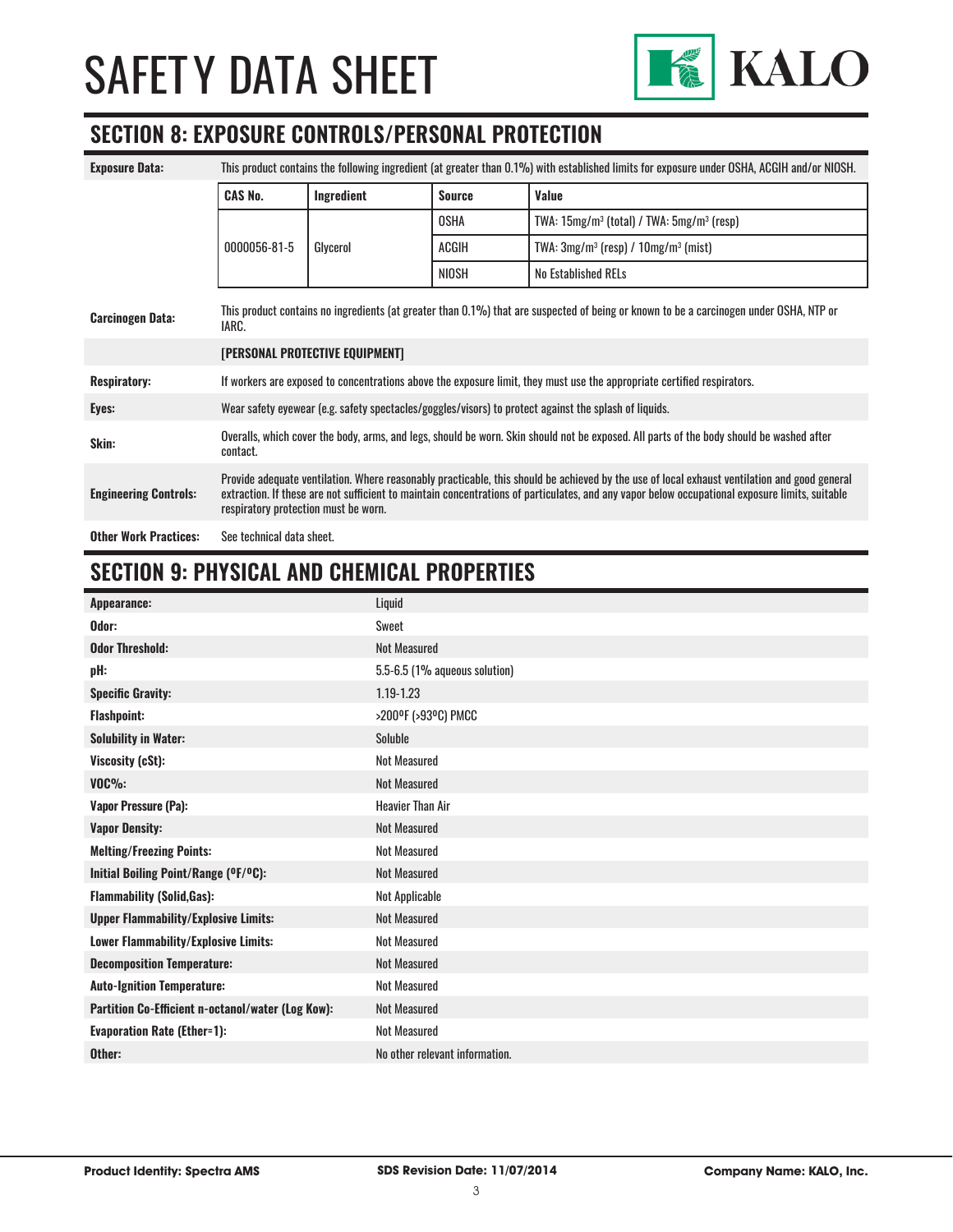# SAFETY DATA SHEET

## SECTION 8: EXPOSURE CONTROLS/PERSONAL PROTECTION

**Exposure Data:** This product contains the following ingredient (at greater than 0.1%) with established limits for exposure under OSHA, ACGIH and/or NIOSH.

| CAS No. | Ingredient | Source | Value |
|---|---|---|---|
| 0000056-81-5 | Glycerol | OSHA | TWA: 15mg/m$^3$ (total) / TWA: 5mg/m$^3$ (resp) |
| | | ACGIH | TWA: 3mg/m$^3$ (resp) / 10mg/m$^3$ (mist) |
| | | NIOSH | No Established RELs |

**Carcinogen Data:** This product contains no ingredients (at greater than 0.1%) that are suspected of being or known to be a carcinogen under OSHA, NTP or IARC.

**[PERSONAL PROTECTIVE EQUIPMENT]**

**Respiratory:** If workers are exposed to concentrations above the exposure limit, they must use the appropriate certified respirators.

**Eyes:** Wear safety eyewear (e.g. safety spectacles/goggles/visors) to protect against the splash of liquids.

**Skin:** Overalls, which cover the body, arms, and legs, should be worn. Skin should not be exposed. All parts of the body should be washed after contact.

**Engineering Controls:** Provide adequate ventilation. Where reasonably practicable, this should be achieved by the use of local exhaust ventilation and good general extraction. If these are not sufficient to maintain concentrations of particulates, and any vapor below occupational exposure limits, suitable respiratory protection must be worn.

**Other Work Practices:** See technical data sheet.

## SECTION 9: PHYSICAL AND CHEMICAL PROPERTIES

| Property | Value |
|---|---|
| **Appearance:** | Liquid |
| **Odor:** | Sweet |
| **Odor Threshold:** | Not Measured |
| **pH:** | 5.5-6.5 (1% aqueous solution) |
| **Specific Gravity:** | 1.19-1.23 |
| **Flashpoint:** | >200ºF (>93ºC) PMCC |
| **Solubility in Water:** | Soluble |
| **Viscosity (cSt):** | Not Measured |
| **VOC%:** | Not Measured |
| **Vapor Pressure (Pa):** | Heavier Than Air |
| **Vapor Density:** | Not Measured |
| **Melting/Freezing Points:** | Not Measured |
| **Initial Boiling Point/Range (ºF/ºC):** | Not Measured |
| **Flammability (Solid,Gas):** | Not Applicable |
| **Upper Flammability/Explosive Limits:** | Not Measured |
| **Lower Flammability/Explosive Limits:** | Not Measured |
| **Decomposition Temperature:** | Not Measured |
| **Auto-Ignition Temperature:** | Not Measured |
| **Partition Co-Efficient n-octanol/water (Log Kow):** | Not Measured |
| **Evaporation Rate (Ether=1):** | Not Measured |
| **Other:** | No other relevant information. |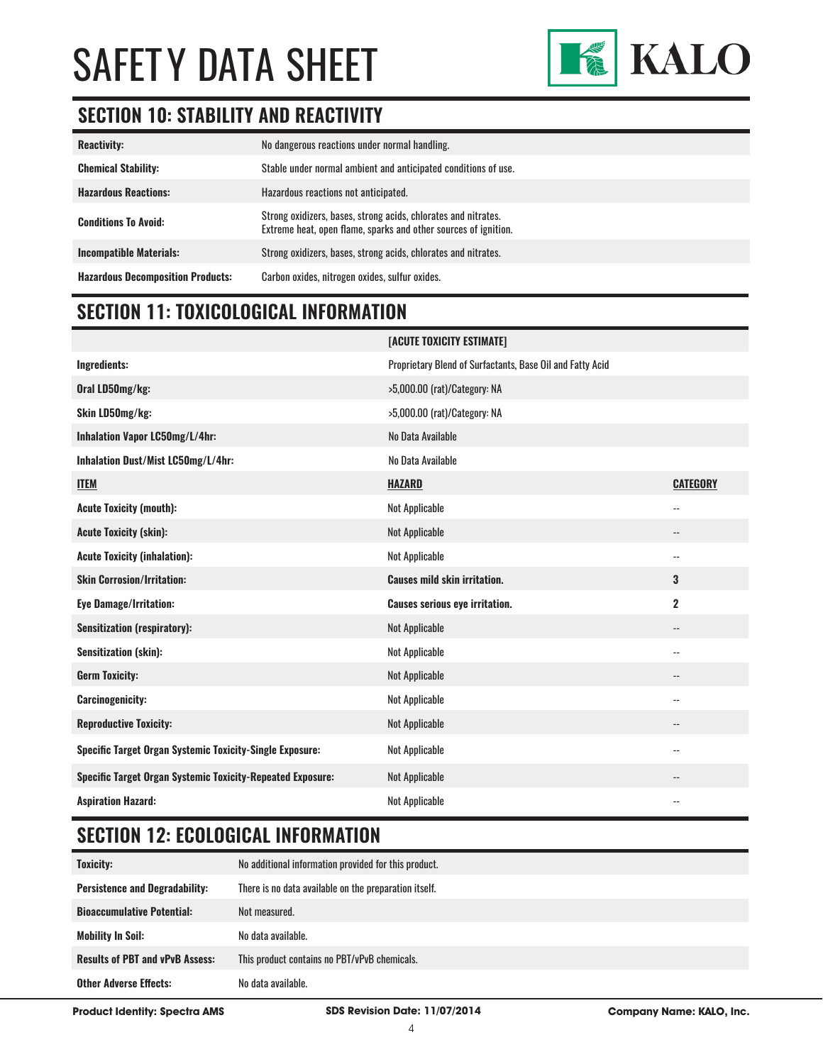# SAFETY DATA SHEET

## SECTION 10: STABILITY AND REACTIVITY

| | |
|---|---|
| **Reactivity:** | No dangerous reactions under normal handling. |
| **Chemical Stability:** | Stable under normal ambient and anticipated conditions of use. |
| **Hazardous Reactions:** | Hazardous reactions not anticipated. |
| **Conditions To Avoid:** | Strong oxidizers, bases, strong acids, chlorates and nitrates. Extreme heat, open flame, sparks and other sources of ignition. |
| **Incompatible Materials:** | Strong oxidizers, bases, strong acids, chlorates and nitrates. |
| **Hazardous Decomposition Products:** | Carbon oxides, nitrogen oxides, sulfur oxides. |

## SECTION 11: TOXICOLOGICAL INFORMATION

| | **[ACUTE TOXICITY ESTIMATE]** | |
|---|---|---|
| **Ingredients:** | Proprietary Blend of Surfactants, Base Oil and Fatty Acid | |
| **Oral LD50mg/kg:** | >5,000.00 (rat)/Category: NA | |
| **Skin LD50mg/kg:** | >5,000.00 (rat)/Category: NA | |
| **Inhalation Vapor LC50mg/L/4hr:** | No Data Available | |
| **Inhalation Dust/Mist LC50mg/L/4hr:** | No Data Available | |
| **ITEM** | **HAZARD** | **CATEGORY** |
| **Acute Toxicity (mouth):** | Not Applicable | -- |
| **Acute Toxicity (skin):** | Not Applicable | -- |
| **Acute Toxicity (inhalation):** | Not Applicable | -- |
| **Skin Corrosion/Irritation:** | **Causes mild skin irritation.** | **3** |
| **Eye Damage/Irritation:** | **Causes serious eye irritation.** | **2** |
| **Sensitization (respiratory):** | Not Applicable | -- |
| **Sensitization (skin):** | Not Applicable | -- |
| **Germ Toxicity:** | Not Applicable | -- |
| **Carcinogenicity:** | Not Applicable | -- |
| **Reproductive Toxicity:** | Not Applicable | -- |
| **Specific Target Organ Systemic Toxicity-Single Exposure:** | Not Applicable | -- |
| **Specific Target Organ Systemic Toxicity-Repeated Exposure:** | Not Applicable | -- |
| **Aspiration Hazard:** | Not Applicable | -- |

## SECTION 12: ECOLOGICAL INFORMATION

| | |
|---|---|
| **Toxicity:** | No additional information provided for this product. |
| **Persistence and Degradability:** | There is no data available on the preparation itself. |
| **Bioaccumulative Potential:** | Not measured. |
| **Mobility In Soil:** | No data available. |
| **Results of PBT and vPvB Assess:** | This product contains no PBT/vPvB chemicals. |
| **Other Adverse Effects:** | No data available. |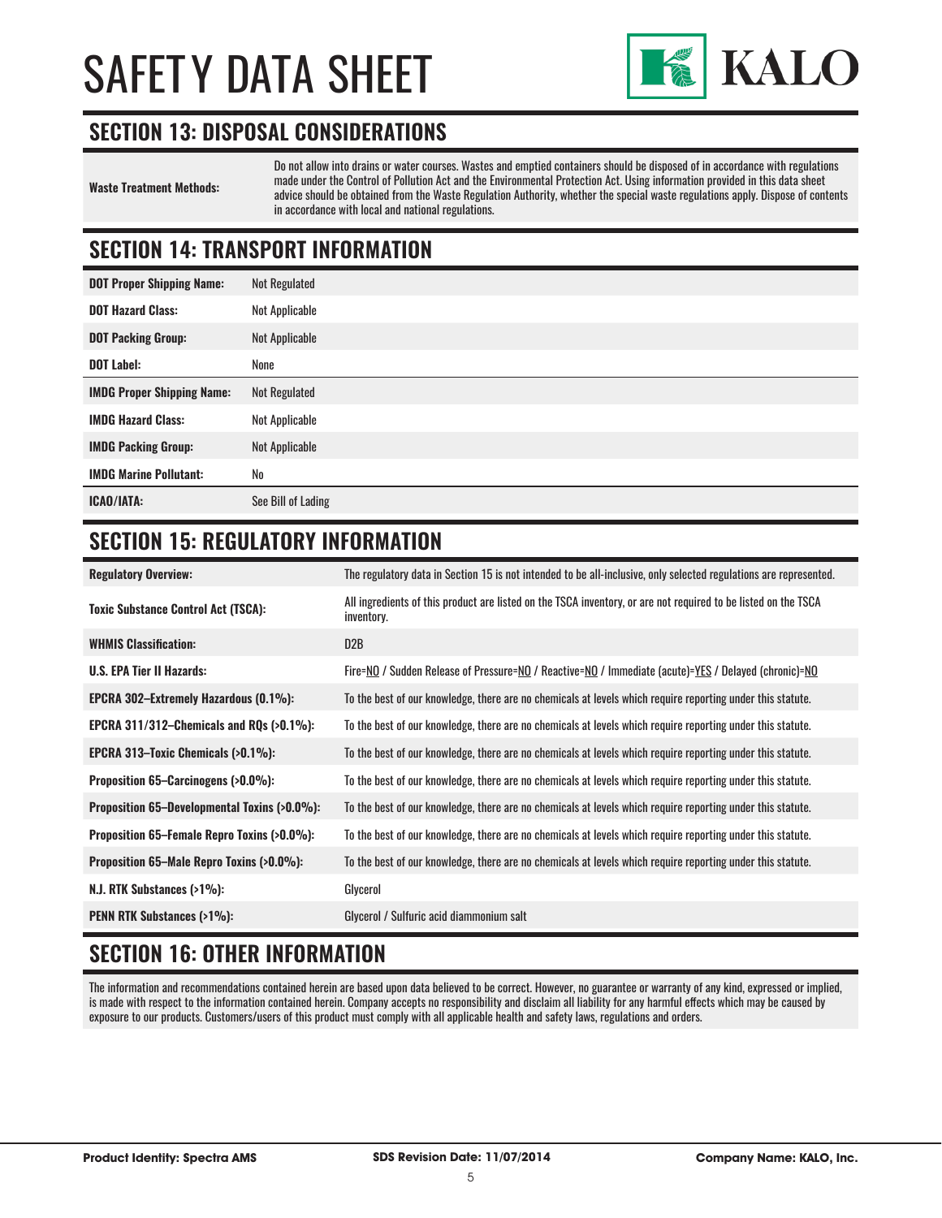## SECTION 13: DISPOSAL CONSIDERATIONS

| | |
|---|---|
| **Waste Treatment Methods:** | Do not allow into drains or water courses. Wastes and emptied containers should be disposed of in accordance with regulations made under the Control of Pollution Act and the Environmental Protection Act. Using information provided in this data sheet advice should be obtained from the Waste Regulation Authority, whether the special waste regulations apply. Dispose of contents in accordance with local and national regulations. |

## SECTION 14: TRANSPORT INFORMATION

| | |
|---|---|
| **DOT Proper Shipping Name:** | Not Regulated |
| **DOT Hazard Class:** | Not Applicable |
| **DOT Packing Group:** | Not Applicable |
| **DOT Label:** | None |
| **IMDG Proper Shipping Name:** | Not Regulated |
| **IMDG Hazard Class:** | Not Applicable |
| **IMDG Packing Group:** | Not Applicable |
| **IMDG Marine Pollutant:** | No |
| **ICAO/IATA:** | See Bill of Lading |

## SECTION 15: REGULATORY INFORMATION

| | |
|---|---|
| **Regulatory Overview:** | The regulatory data in Section 15 is not intended to be all-inclusive, only selected regulations are represented. |
| **Toxic Substance Control Act (TSCA):** | All ingredients of this product are listed on the TSCA inventory, or are not required to be listed on the TSCA inventory. |
| **WHMIS Classification:** | D2B |
| **U.S. EPA Tier II Hazards:** | Fire=NO / Sudden Release of Pressure=NO / Reactive=NO / Immediate (acute)=YES / Delayed (chronic)=NO |
| **EPCRA 302–Extremely Hazardous (0.1%):** | To the best of our knowledge, there are no chemicals at levels which require reporting under this statute. |
| **EPCRA 311/312–Chemicals and RQs (>0.1%):** | To the best of our knowledge, there are no chemicals at levels which require reporting under this statute. |
| **EPCRA 313–Toxic Chemicals (>0.1%):** | To the best of our knowledge, there are no chemicals at levels which require reporting under this statute. |
| **Proposition 65–Carcinogens (>0.0%):** | To the best of our knowledge, there are no chemicals at levels which require reporting under this statute. |
| **Proposition 65–Developmental Toxins (>0.0%):** | To the best of our knowledge, there are no chemicals at levels which require reporting under this statute. |
| **Proposition 65–Female Repro Toxins (>0.0%):** | To the best of our knowledge, there are no chemicals at levels which require reporting under this statute. |
| **Proposition 65–Male Repro Toxins (>0.0%):** | To the best of our knowledge, there are no chemicals at levels which require reporting under this statute. |
| **N.J. RTK Substances (>1%):** | Glycerol |
| **PENN RTK Substances (>1%):** | Glycerol / Sulfuric acid diammonium salt |

## SECTION 16: OTHER INFORMATION

The information and recommendations contained herein are based upon data believed to be correct. However, no guarantee or warranty of any kind, expressed or implied, is made with respect to the information contained herein. Company accepts no responsibility and disclaim all liability for any harmful effects which may be caused by exposure to our products. Customers/users of this product must comply with all applicable health and safety laws, regulations and orders.